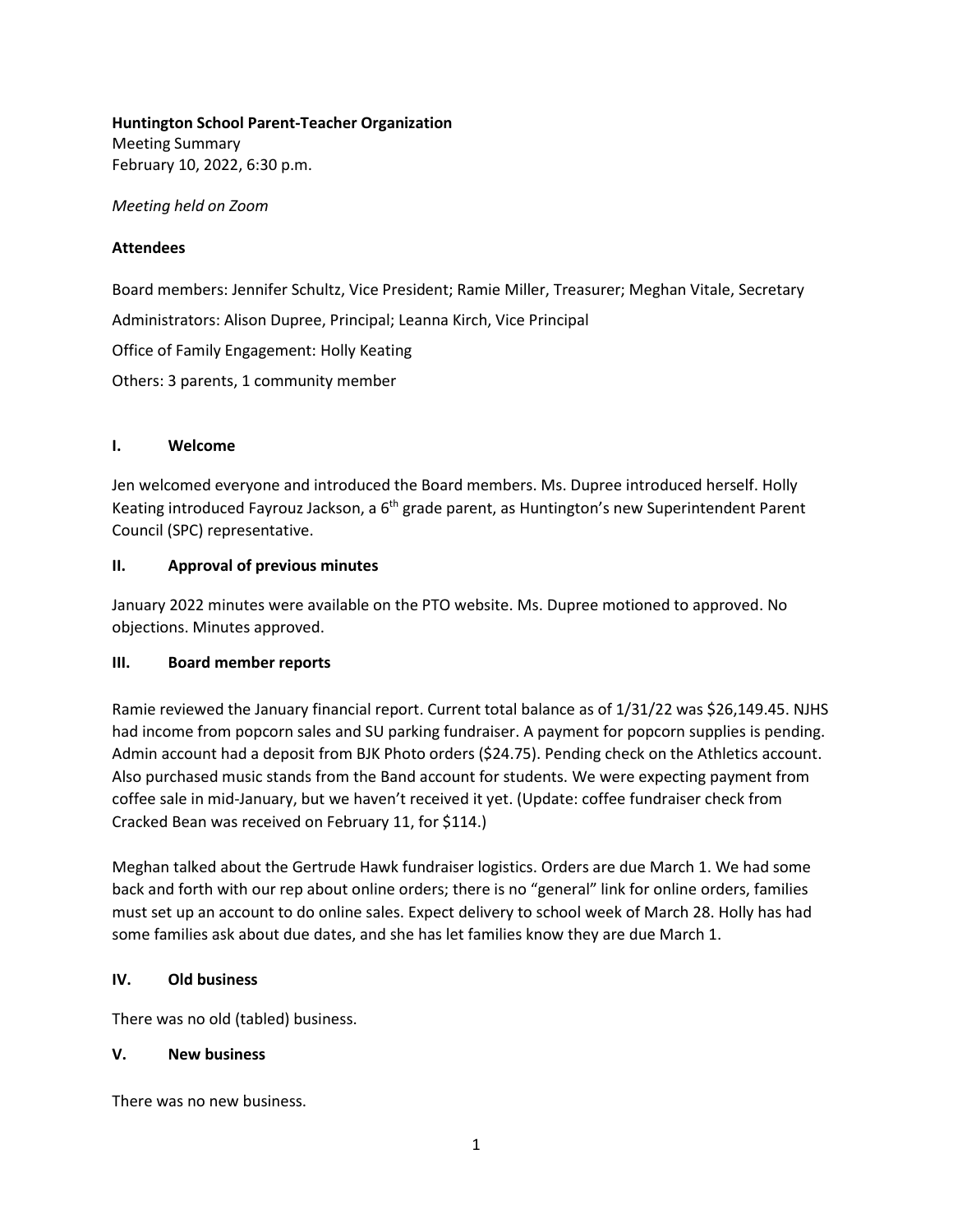**Huntington School Parent-Teacher Organization**
Meeting Summary
February 10, 2022, 6:30 p.m.

*Meeting held on Zoom*

**Attendees**

Board members: Jennifer Schultz, Vice President; Ramie Miller, Treasurer; Meghan Vitale, Secretary

Administrators: Alison Dupree, Principal; Leanna Kirch, Vice Principal

Office of Family Engagement: Holly Keating

Others: 3 parents, 1 community member

## I. Welcome

Jen welcomed everyone and introduced the Board members. Ms. Dupree introduced herself. Holly Keating introduced Fayrouz Jackson, a 6th grade parent, as Huntington's new Superintendent Parent Council (SPC) representative.

## II. Approval of previous minutes

January 2022 minutes were available on the PTO website. Ms. Dupree motioned to approved. No objections. Minutes approved.

## III. Board member reports

Ramie reviewed the January financial report. Current total balance as of 1/31/22 was $26,149.45. NJHS had income from popcorn sales and SU parking fundraiser. A payment for popcorn supplies is pending. Admin account had a deposit from BJK Photo orders ($24.75). Pending check on the Athletics account. Also purchased music stands from the Band account for students. We were expecting payment from coffee sale in mid-January, but we haven't received it yet. (Update: coffee fundraiser check from Cracked Bean was received on February 11, for $114.)

Meghan talked about the Gertrude Hawk fundraiser logistics. Orders are due March 1. We had some back and forth with our rep about online orders; there is no "general" link for online orders, families must set up an account to do online sales. Expect delivery to school week of March 28. Holly has had some families ask about due dates, and she has let families know they are due March 1.

## IV. Old business

There was no old (tabled) business.

## V. New business

There was no new business.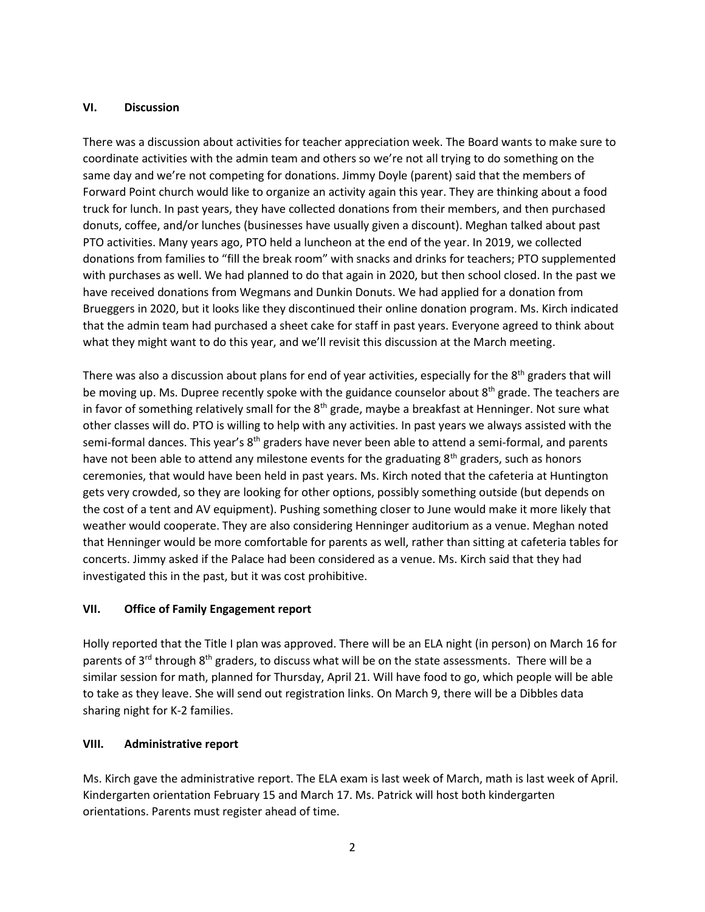## VI. Discussion

There was a discussion about activities for teacher appreciation week. The Board wants to make sure to coordinate activities with the admin team and others so we're not all trying to do something on the same day and we're not competing for donations. Jimmy Doyle (parent) said that the members of Forward Point church would like to organize an activity again this year. They are thinking about a food truck for lunch. In past years, they have collected donations from their members, and then purchased donuts, coffee, and/or lunches (businesses have usually given a discount). Meghan talked about past PTO activities. Many years ago, PTO held a luncheon at the end of the year. In 2019, we collected donations from families to "fill the break room" with snacks and drinks for teachers; PTO supplemented with purchases as well. We had planned to do that again in 2020, but then school closed. In the past we have received donations from Wegmans and Dunkin Donuts. We had applied for a donation from Brueggers in 2020, but it looks like they discontinued their online donation program. Ms. Kirch indicated that the admin team had purchased a sheet cake for staff in past years. Everyone agreed to think about what they might want to do this year, and we'll revisit this discussion at the March meeting.

There was also a discussion about plans for end of year activities, especially for the 8th graders that will be moving up. Ms. Dupree recently spoke with the guidance counselor about 8th grade. The teachers are in favor of something relatively small for the 8th grade, maybe a breakfast at Henninger. Not sure what other classes will do. PTO is willing to help with any activities. In past years we always assisted with the semi-formal dances. This year's 8th graders have never been able to attend a semi-formal, and parents have not been able to attend any milestone events for the graduating 8th graders, such as honors ceremonies, that would have been held in past years. Ms. Kirch noted that the cafeteria at Huntington gets very crowded, so they are looking for other options, possibly something outside (but depends on the cost of a tent and AV equipment). Pushing something closer to June would make it more likely that weather would cooperate. They are also considering Henninger auditorium as a venue. Meghan noted that Henninger would be more comfortable for parents as well, rather than sitting at cafeteria tables for concerts. Jimmy asked if the Palace had been considered as a venue. Ms. Kirch said that they had investigated this in the past, but it was cost prohibitive.

## VII. Office of Family Engagement report

Holly reported that the Title I plan was approved. There will be an ELA night (in person) on March 16 for parents of 3rd through 8th graders, to discuss what will be on the state assessments. There will be a similar session for math, planned for Thursday, April 21. Will have food to go, which people will be able to take as they leave. She will send out registration links. On March 9, there will be a Dibbles data sharing night for K-2 families.

## VIII. Administrative report

Ms. Kirch gave the administrative report. The ELA exam is last week of March, math is last week of April. Kindergarten orientation February 15 and March 17. Ms. Patrick will host both kindergarten orientations. Parents must register ahead of time.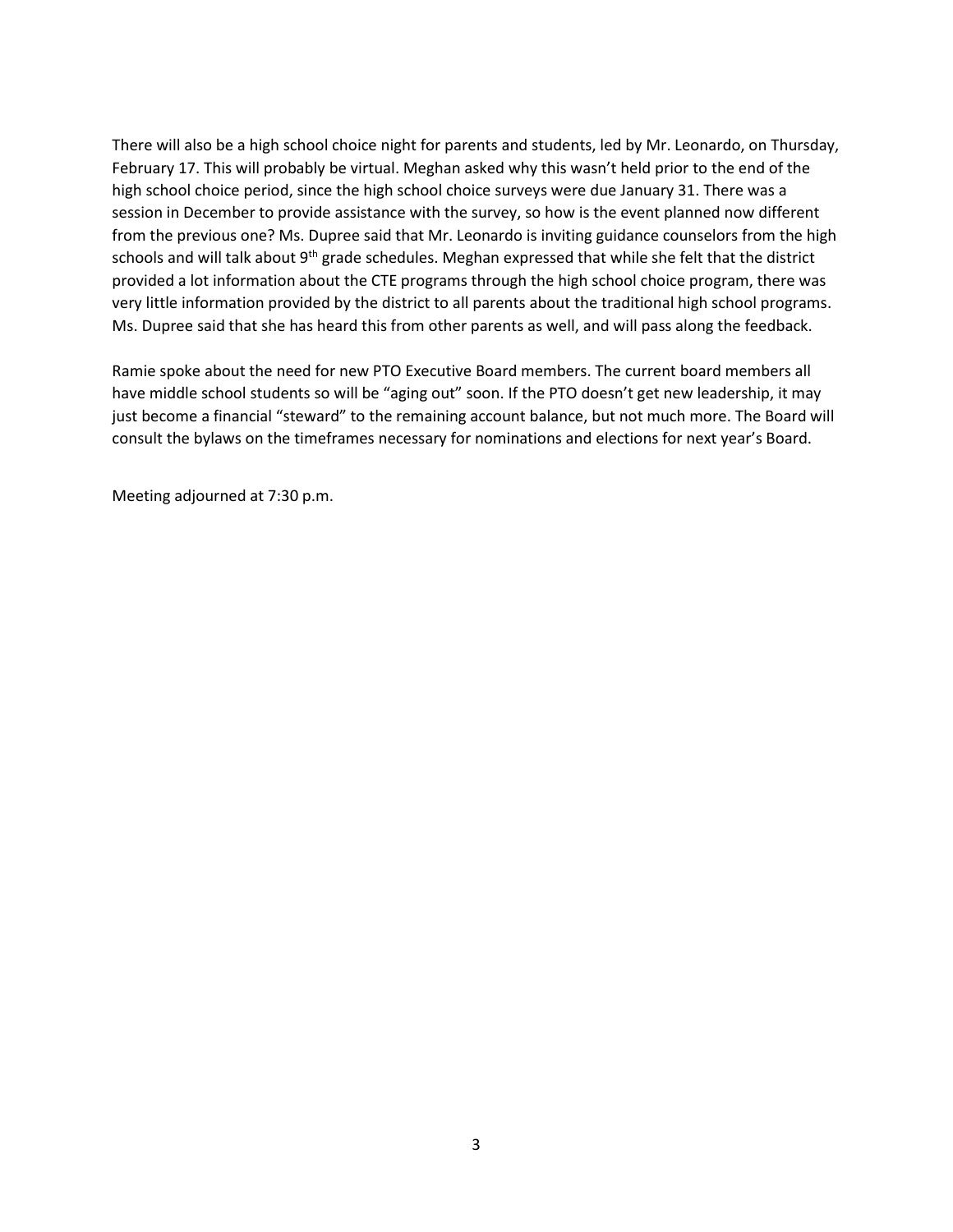There will also be a high school choice night for parents and students, led by Mr. Leonardo, on Thursday, February 17. This will probably be virtual. Meghan asked why this wasn't held prior to the end of the high school choice period, since the high school choice surveys were due January 31. There was a session in December to provide assistance with the survey, so how is the event planned now different from the previous one? Ms. Dupree said that Mr. Leonardo is inviting guidance counselors from the high schools and will talk about 9th grade schedules. Meghan expressed that while she felt that the district provided a lot information about the CTE programs through the high school choice program, there was very little information provided by the district to all parents about the traditional high school programs. Ms. Dupree said that she has heard this from other parents as well, and will pass along the feedback.

Ramie spoke about the need for new PTO Executive Board members. The current board members all have middle school students so will be "aging out" soon. If the PTO doesn't get new leadership, it may just become a financial "steward" to the remaining account balance, but not much more. The Board will consult the bylaws on the timeframes necessary for nominations and elections for next year's Board.

Meeting adjourned at 7:30 p.m.